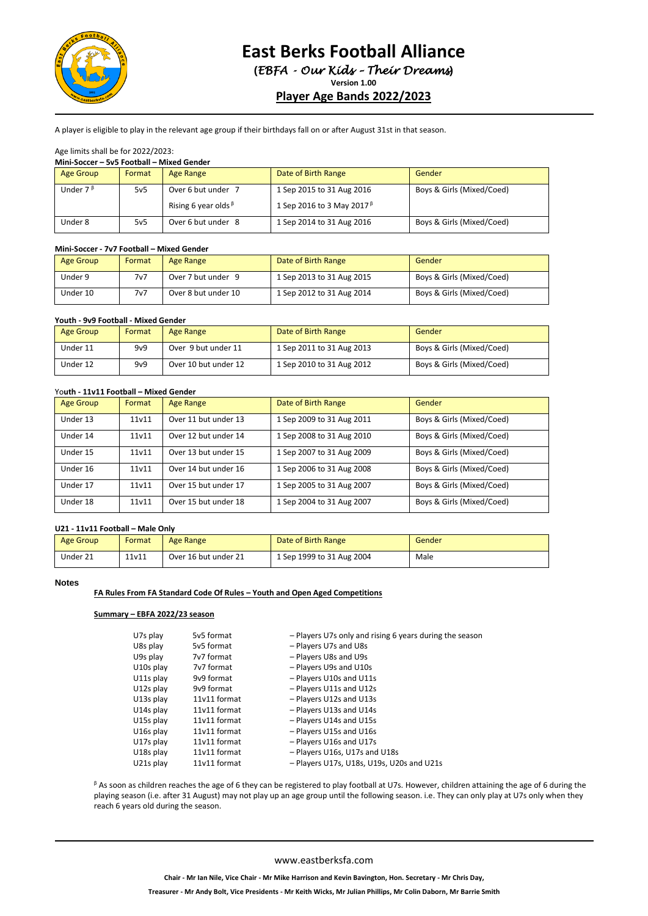# East Berks Football Alliance

**(EBFA - Our Kids – Their Dreams)**

**Version 1.00**

## Player Age Bands 2022/2023

A player is eligible to play in the relevant age group if their birthdays fall on or after August 31st in that season.

Age limits shall be for 2022/2023:

**Mini-Soccer – 5v5 Football – Mixed Gender**

| Age Group | Format | Age Range | Date of Birth Range | Gender |
|---|---|---|---|---|
| Under 7 [β] | 5v5 | Over 6 but under 7<br>Rising 6 year olds [β] | 1 Sep 2015 to 31 Aug 2016<br>1 Sep 2016 to 3 May 2017 [β] | Boys & Girls (Mixed/Coed) |
| Under 8 | 5v5 | Over 6 but under 8 | 1 Sep 2014 to 31 Aug 2016 | Boys & Girls (Mixed/Coed) |

**Mini-Soccer - 7v7 Football – Mixed Gender**

| Age Group | Format | Age Range | Date of Birth Range | Gender |
|---|---|---|---|---|
| Under 9 | 7v7 | Over 7 but under 9 | 1 Sep 2013 to 31 Aug 2015 | Boys & Girls (Mixed/Coed) |
| Under 10 | 7v7 | Over 8 but under 10 | 1 Sep 2012 to 31 Aug 2014 | Boys & Girls (Mixed/Coed) |

**Youth - 9v9 Football - Mixed Gender**

| Age Group | Format | Age Range | Date of Birth Range | Gender |
|---|---|---|---|---|
| Under 11 | 9v9 | Over 9 but under 11 | 1 Sep 2011 to 31 Aug 2013 | Boys & Girls (Mixed/Coed) |
| Under 12 | 9v9 | Over 10 but under 12 | 1 Sep 2010 to 31 Aug 2012 | Boys & Girls (Mixed/Coed) |

**Youth - 11v11 Football – Mixed Gender**

| Age Group | Format | Age Range | Date of Birth Range | Gender |
|---|---|---|---|---|
| Under 13 | 11v11 | Over 11 but under 13 | 1 Sep 2009 to 31 Aug 2011 | Boys & Girls (Mixed/Coed) |
| Under 14 | 11v11 | Over 12 but under 14 | 1 Sep 2008 to 31 Aug 2010 | Boys & Girls (Mixed/Coed) |
| Under 15 | 11v11 | Over 13 but under 15 | 1 Sep 2007 to 31 Aug 2009 | Boys & Girls (Mixed/Coed) |
| Under 16 | 11v11 | Over 14 but under 16 | 1 Sep 2006 to 31 Aug 2008 | Boys & Girls (Mixed/Coed) |
| Under 17 | 11v11 | Over 15 but under 17 | 1 Sep 2005 to 31 Aug 2007 | Boys & Girls (Mixed/Coed) |
| Under 18 | 11v11 | Over 15 but under 18 | 1 Sep 2004 to 31 Aug 2007 | Boys & Girls (Mixed/Coed) |

**U21 - 11v11 Football – Male Only**

| Age Group | Format | Age Range | Date of Birth Range | Gender |
|---|---|---|---|---|
| Under 21 | 11v11 | Over 16 but under 21 | 1 Sep 1999 to 31 Aug 2004 | Male |

**Notes**

**FA Rules From FA Standard Code Of Rules – Youth and Open Aged Competitions**

**Summary – EBFA 2022/23 season**

| | | |
|---|---|---|
| U7s play | 5v5 format | – Players U7s only and rising 6 years during the season |
| U8s play | 5v5 format | – Players U7s and U8s |
| U9s play | 7v7 format | – Players U8s and U9s |
| U10s play | 7v7 format | – Players U9s and U10s |
| U11s play | 9v9 format | – Players U10s and U11s |
| U12s play | 9v9 format | – Players U11s and U12s |
| U13s play | 11v11 format | – Players U12s and U13s |
| U14s play | 11v11 format | – Players U13s and U14s |
| U15s play | 11v11 format | – Players U14s and U15s |
| U16s play | 11v11 format | – Players U15s and U16s |
| U17s play | 11v11 format | – Players U16s and U17s |
| U18s play | 11v11 format | – Players U16s, U17s and U18s |
| U21s play | 11v11 format | – Players U17s, U18s, U19s, U20s and U21s |

[β] As soon as children reaches the age of 6 they can be registered to play football at U7s. However, children attaining the age of 6 during the playing season (i.e. after 31 August) may not play up an age group until the following season. i.e. They can only play at U7s only when they reach 6 years old during the season.

www.eastberksfa.com

**Chair - Mr Ian Nile, Vice Chair - Mr Mike Harrison and Kevin Bavington, Hon. Secretary - Mr Chris Day,**

**Treasurer - Mr Andy Bolt, Vice Presidents - Mr Keith Wicks, Mr Julian Phillips, Mr Colin Daborn, Mr Barrie Smith**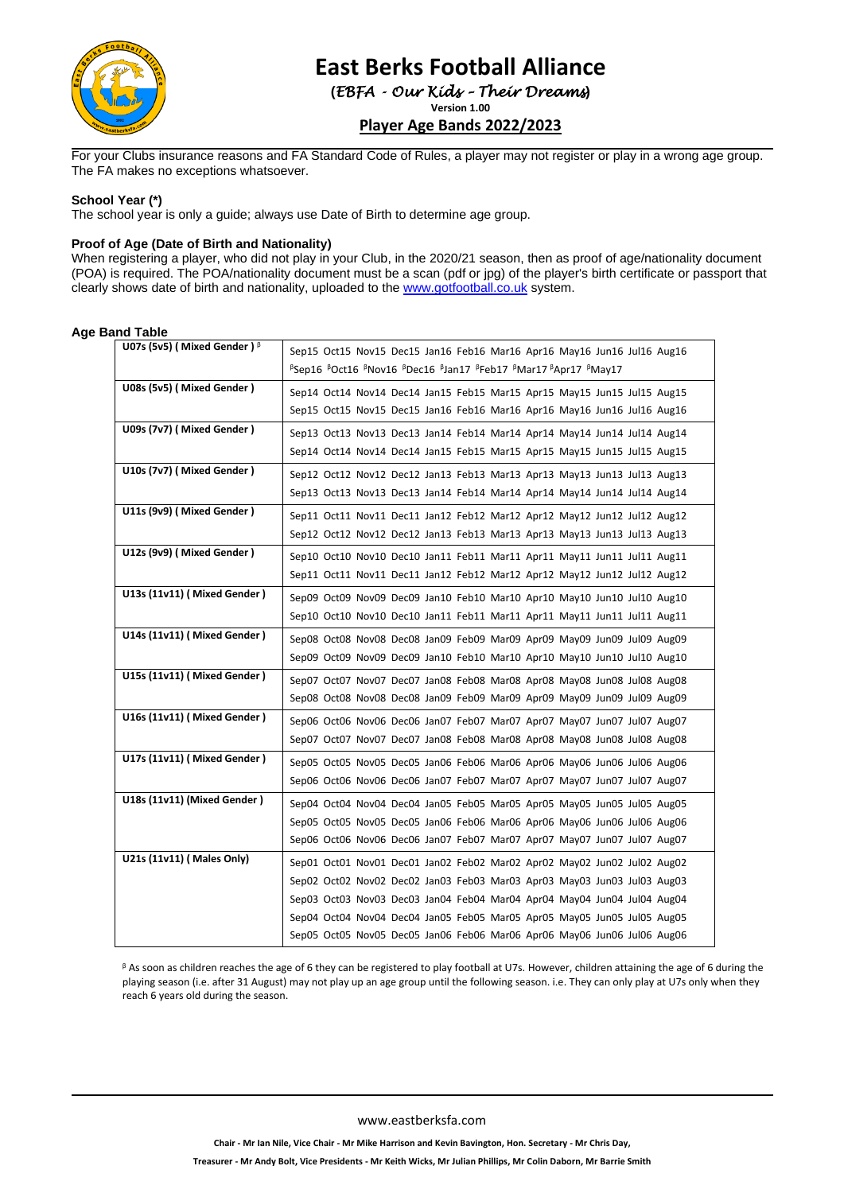# East Berks Football Alliance

**(*EBFA - Our Kids – Their Dreams*)**

**Version 1.00**

## Player Age Bands 2022/2023

For your Clubs insurance reasons and FA Standard Code of Rules, a player may not register or play in a wrong age group. The FA makes no exceptions whatsoever.

### School Year (*)

The school year is only a guide; always use Date of Birth to determine age group.

### Proof of Age (Date of Birth and Nationality)

When registering a player, who did not play in your Club, in the 2020/21 season, then as proof of age/nationality document (POA) is required. The POA/nationality document must be a scan (pdf or jpg) of the player's birth certificate or passport that clearly shows date of birth and nationality, uploaded to the www.gotfootball.co.uk system.

### Age Band Table

| Age Group | Birth Months |
|---|---|
| **U07s (5v5) ( Mixed Gender )** [β] | Sep15 Oct15 Nov15 Dec15 Jan16 Feb16 Mar16 Apr16 May16 Jun16 Jul16 Aug16<br>[β]Sep16 [β]Oct16 [β]Nov16 [β]Dec16 [β]Jan17 [β]Feb17 [β]Mar17 [β]Apr17 [β]May17 |
| **U08s (5v5) ( Mixed Gender )** | Sep14 Oct14 Nov14 Dec14 Jan15 Feb15 Mar15 Apr15 May15 Jun15 Jul15 Aug15<br>Sep15 Oct15 Nov15 Dec15 Jan16 Feb16 Mar16 Apr16 May16 Jun16 Jul16 Aug16 |
| **U09s (7v7) ( Mixed Gender )** | Sep13 Oct13 Nov13 Dec13 Jan14 Feb14 Mar14 Apr14 May14 Jun14 Jul14 Aug14<br>Sep14 Oct14 Nov14 Dec14 Jan15 Feb15 Mar15 Apr15 May15 Jun15 Jul15 Aug15 |
| **U10s (7v7) ( Mixed Gender )** | Sep12 Oct12 Nov12 Dec12 Jan13 Feb13 Mar13 Apr13 May13 Jun13 Jul13 Aug13<br>Sep13 Oct13 Nov13 Dec13 Jan14 Feb14 Mar14 Apr14 May14 Jun14 Jul14 Aug14 |
| **U11s (9v9) ( Mixed Gender )** | Sep11 Oct11 Nov11 Dec11 Jan12 Feb12 Mar12 Apr12 May12 Jun12 Jul12 Aug12<br>Sep12 Oct12 Nov12 Dec12 Jan13 Feb13 Mar13 Apr13 May13 Jun13 Jul13 Aug13 |
| **U12s (9v9) ( Mixed Gender )** | Sep10 Oct10 Nov10 Dec10 Jan11 Feb11 Mar11 Apr11 May11 Jun11 Jul11 Aug11<br>Sep11 Oct11 Nov11 Dec11 Jan12 Feb12 Mar12 Apr12 May12 Jun12 Jul12 Aug12 |
| **U13s (11v11) ( Mixed Gender )** | Sep09 Oct09 Nov09 Dec09 Jan10 Feb10 Mar10 Apr10 May10 Jun10 Jul10 Aug10<br>Sep10 Oct10 Nov10 Dec10 Jan11 Feb11 Mar11 Apr11 May11 Jun11 Jul11 Aug11 |
| **U14s (11v11) ( Mixed Gender )** | Sep08 Oct08 Nov08 Dec08 Jan09 Feb09 Mar09 Apr09 May09 Jun09 Jul09 Aug09<br>Sep09 Oct09 Nov09 Dec09 Jan10 Feb10 Mar10 Apr10 May10 Jun10 Jul10 Aug10 |
| **U15s (11v11) ( Mixed Gender )** | Sep07 Oct07 Nov07 Dec07 Jan08 Feb08 Mar08 Apr08 May08 Jun08 Jul08 Aug08<br>Sep08 Oct08 Nov08 Dec08 Jan09 Feb09 Mar09 Apr09 May09 Jun09 Jul09 Aug09 |
| **U16s (11v11) ( Mixed Gender )** | Sep06 Oct06 Nov06 Dec06 Jan07 Feb07 Mar07 Apr07 May07 Jun07 Jul07 Aug07<br>Sep07 Oct07 Nov07 Dec07 Jan08 Feb08 Mar08 Apr08 May08 Jun08 Jul08 Aug08 |
| **U17s (11v11) ( Mixed Gender )** | Sep05 Oct05 Nov05 Dec05 Jan06 Feb06 Mar06 Apr06 May06 Jun06 Jul06 Aug06<br>Sep06 Oct06 Nov06 Dec06 Jan07 Feb07 Mar07 Apr07 May07 Jun07 Jul07 Aug07 |
| **U18s (11v11) (Mixed Gender )** | Sep04 Oct04 Nov04 Dec04 Jan05 Feb05 Mar05 Apr05 May05 Jun05 Jul05 Aug05<br>Sep05 Oct05 Nov05 Dec05 Jan06 Feb06 Mar06 Apr06 May06 Jun06 Jul06 Aug06<br>Sep06 Oct06 Nov06 Dec06 Jan07 Feb07 Mar07 Apr07 May07 Jun07 Jul07 Aug07 |
| **U21s (11v11) ( Males Only)** | Sep01 Oct01 Nov01 Dec01 Jan02 Feb02 Mar02 Apr02 May02 Jun02 Jul02 Aug02<br>Sep02 Oct02 Nov02 Dec02 Jan03 Feb03 Mar03 Apr03 May03 Jun03 Jul03 Aug03<br>Sep03 Oct03 Nov03 Dec03 Jan04 Feb04 Mar04 Apr04 May04 Jun04 Jul04 Aug04<br>Sep04 Oct04 Nov04 Dec04 Jan05 Feb05 Mar05 Apr05 May05 Jun05 Jul05 Aug05<br>Sep05 Oct05 Nov05 Dec05 Jan06 Feb06 Mar06 Apr06 May06 Jun06 Jul06 Aug06 |

[β] As soon as children reaches the age of 6 they can be registered to play football at U7s. However, children attaining the age of 6 during the playing season (i.e. after 31 August) may not play up an age group until the following season. i.e. They can only play at U7s only when they reach 6 years old during the season.

www.eastberksfa.com

**Chair - Mr Ian Nile, Vice Chair - Mr Mike Harrison and Kevin Bavington, Hon. Secretary - Mr Chris Day,**

**Treasurer - Mr Andy Bolt, Vice Presidents - Mr Keith Wicks, Mr Julian Phillips, Mr Colin Daborn, Mr Barrie Smith**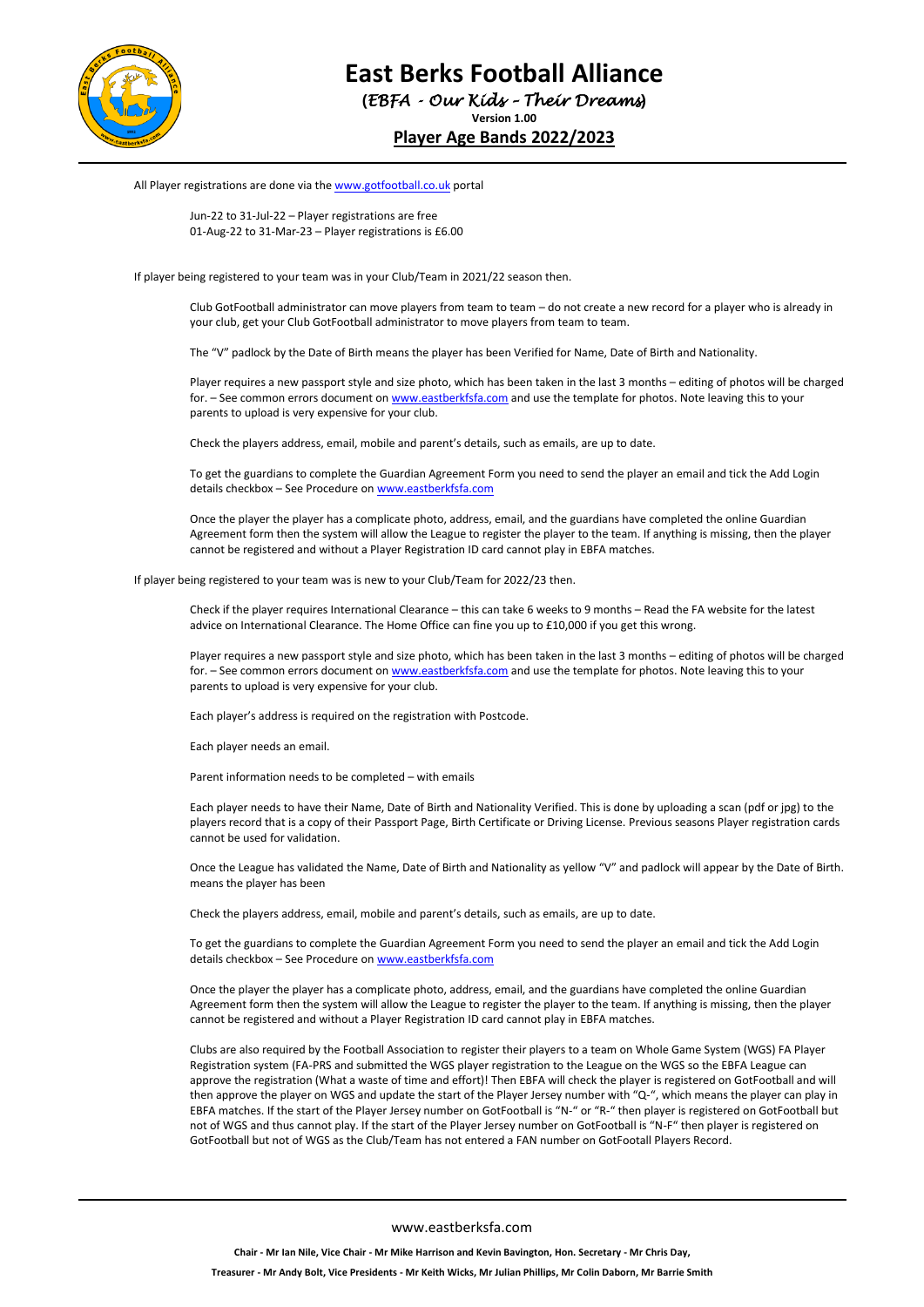# East Berks Football Alliance

**(EBFA - Our Kids – Their Dreams)**

**Version 1.00**

## Player Age Bands 2022/2023

All Player registrations are done via the www.gotfootball.co.uk portal

Jun-22 to 31-Jul-22 – Player registrations are free
01-Aug-22 to 31-Mar-23 – Player registrations is £6.00

If player being registered to your team was in your Club/Team in 2021/22 season then.

Club GotFootball administrator can move players from team to team – do not create a new record for a player who is already in your club, get your Club GotFootball administrator to move players from team to team.

The "V" padlock by the Date of Birth means the player has been Verified for Name, Date of Birth and Nationality.

Player requires a new passport style and size photo, which has been taken in the last 3 months – editing of photos will be charged for. – See common errors document on www.eastberkfsfa.com and use the template for photos. Note leaving this to your parents to upload is very expensive for your club.

Check the players address, email, mobile and parent's details, such as emails, are up to date.

To get the guardians to complete the Guardian Agreement Form you need to send the player an email and tick the Add Login details checkbox – See Procedure on www.eastberkfsfa.com

Once the player the player has a complicate photo, address, email, and the guardians have completed the online Guardian Agreement form then the system will allow the League to register the player to the team. If anything is missing, then the player cannot be registered and without a Player Registration ID card cannot play in EBFA matches.

If player being registered to your team was is new to your Club/Team for 2022/23 then.

Check if the player requires International Clearance – this can take 6 weeks to 9 months – Read the FA website for the latest advice on International Clearance. The Home Office can fine you up to £10,000 if you get this wrong.

Player requires a new passport style and size photo, which has been taken in the last 3 months – editing of photos will be charged for. – See common errors document on www.eastberkfsfa.com and use the template for photos. Note leaving this to your parents to upload is very expensive for your club.

Each player's address is required on the registration with Postcode.

Each player needs an email.

Parent information needs to be completed – with emails

Each player needs to have their Name, Date of Birth and Nationality Verified. This is done by uploading a scan (pdf or jpg) to the players record that is a copy of their Passport Page, Birth Certificate or Driving License. Previous seasons Player registration cards cannot be used for validation.

Once the League has validated the Name, Date of Birth and Nationality as yellow "V" and padlock will appear by the Date of Birth. means the player has been

Check the players address, email, mobile and parent's details, such as emails, are up to date.

To get the guardians to complete the Guardian Agreement Form you need to send the player an email and tick the Add Login details checkbox – See Procedure on www.eastberkfsfa.com

Once the player the player has a complicate photo, address, email, and the guardians have completed the online Guardian Agreement form then the system will allow the League to register the player to the team. If anything is missing, then the player cannot be registered and without a Player Registration ID card cannot play in EBFA matches.

Clubs are also required by the Football Association to register their players to a team on Whole Game System (WGS) FA Player Registration system (FA-PRS and submitted the WGS player registration to the League on the WGS so the EBFA League can approve the registration (What a waste of time and effort)! Then EBFA will check the player is registered on GotFootball and will then approve the player on WGS and update the start of the Player Jersey number with "Q-", which means the player can play in EBFA matches. If the start of the Player Jersey number on GotFootball is "N-" or "R-" then player is registered on GotFootball but not of WGS and thus cannot play. If the start of the Player Jersey number on GotFootball is "N-F" then player is registered on GotFootball but not of WGS as the Club/Team has not entered a FAN number on GotFootall Players Record.

www.eastberksfa.com

**Chair - Mr Ian Nile, Vice Chair - Mr Mike Harrison and Kevin Bavington, Hon. Secretary - Mr Chris Day,**

**Treasurer - Mr Andy Bolt, Vice Presidents - Mr Keith Wicks, Mr Julian Phillips, Mr Colin Daborn, Mr Barrie Smith**